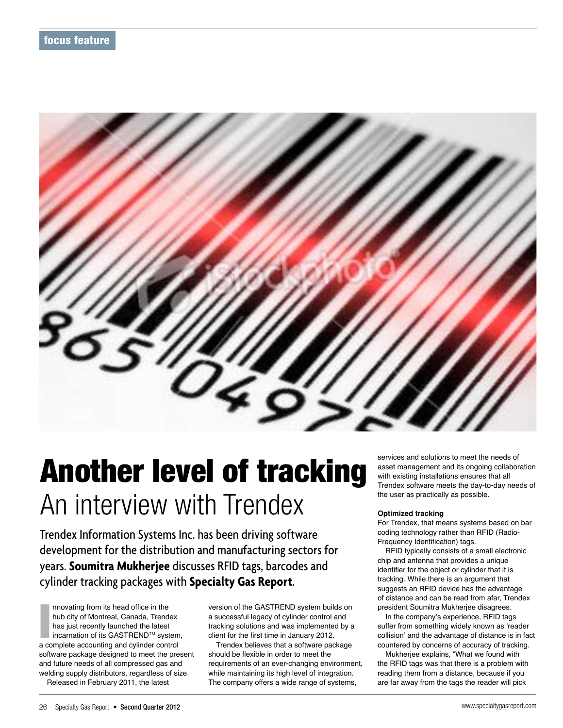focus feature

# Another level of tracking

## An interview with Trendex

Trendex Information Systems Inc. has been driving software development for the distribution and manufacturing sectors for years. **Soumitra Mukherjee** discusses RFID tags, barcodes and cylinder tracking packages with **Specialty Gas Report**.

Innovating from its head office in the hub city of Montreal, Canada, Trendex has just recently launched the latest incarnation of its GASTREND™ system, a complete accounting and cylinder control software package designed to meet the present and future needs of all compressed gas and welding supply distributors, regardless of size.

Released in February 2011, the latest version of the GASTREND system builds on a successful legacy of cylinder control and tracking solutions and was implemented by a client for the first time in January 2012.

Trendex believes that a software package should be flexible in order to meet the requirements of an ever-changing environment, while maintaining its high level of integration. The company offers a wide range of systems, services and solutions to meet the needs of asset management and its ongoing collaboration with existing installations ensures that all Trendex software meets the day-to-day needs of the user as practically as possible.

### Optimized tracking

For Trendex, that means systems based on bar coding technology rather than RFID (Radio-Frequency Identification) tags.

RFID typically consists of a small electronic chip and antenna that provides a unique identifier for the object or cylinder that it is tracking. While there is an argument that suggests an RFID device has the advantage of distance and can be read from afar, Trendex president Soumitra Mukherjee disagrees.

In the company's experience, RFID tags suffer from something widely known as 'reader collision' and the advantage of distance is in fact countered by concerns of accuracy of tracking.

Mukherjee explains, "What we found with the RFID tags was that there is a problem with reading them from a distance, because if you are far away from the tags the reader will pick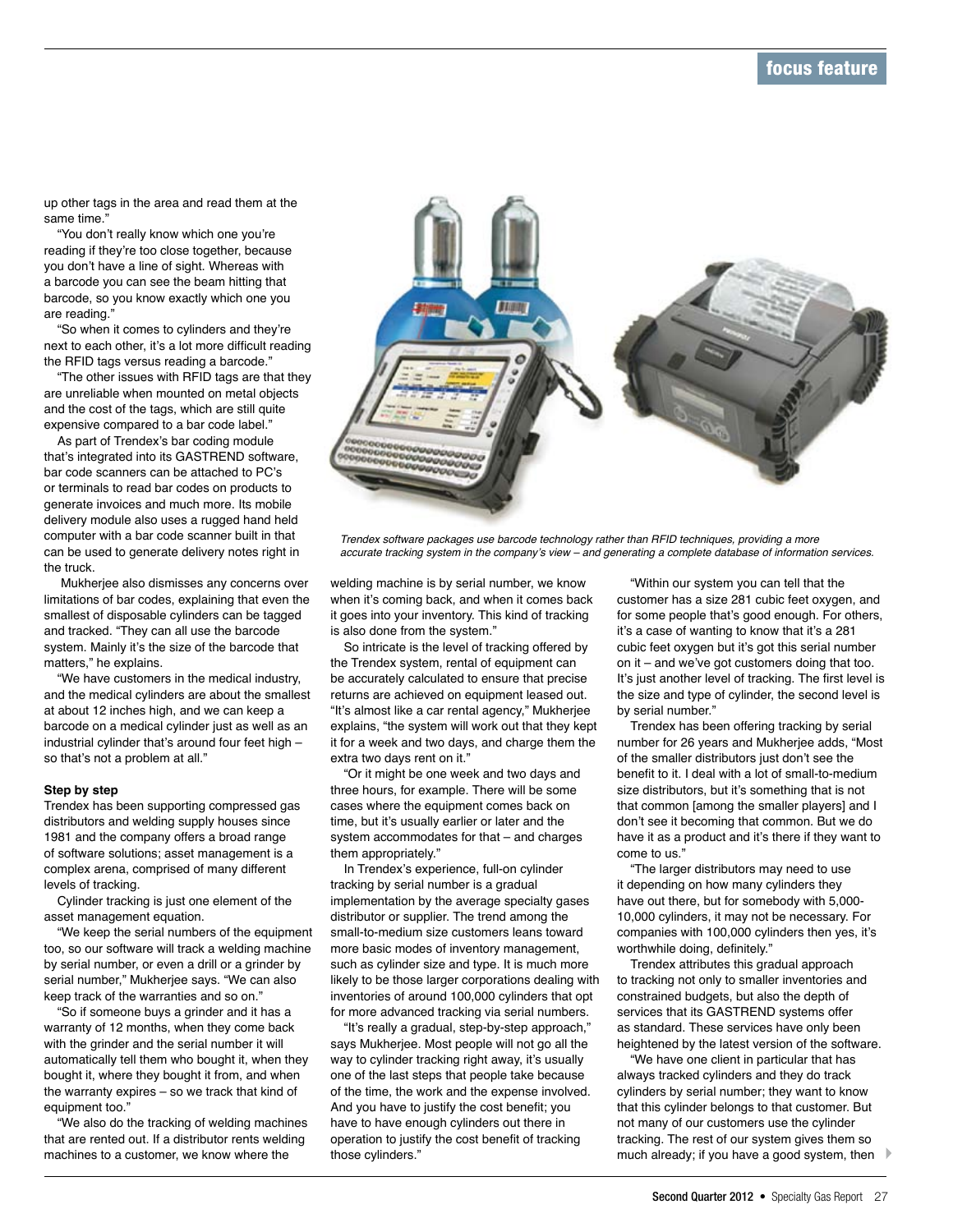up other tags in the area and read them at the same time."

"You don't really know which one you're reading if they're too close together, because you don't have a line of sight. Whereas with a barcode you can see the beam hitting that barcode, so you know exactly which one you are reading."

"So when it comes to cylinders and they're next to each other, it's a lot more difficult reading the RFID tags versus reading a barcode."

"The other issues with RFID tags are that they are unreliable when mounted on metal objects and the cost of the tags, which are still quite expensive compared to a bar code label."

As part of Trendex's bar coding module that's integrated into its GASTREND software, bar code scanners can be attached to PC's or terminals to read bar codes on products to generate invoices and much more. Its mobile delivery module also uses a rugged hand held computer with a bar code scanner built in that can be used to generate delivery notes right in the truck.

Mukherjee also dismisses any concerns over limitations of bar codes, explaining that even the smallest of disposable cylinders can be tagged and tracked. "They can all use the barcode system. Mainly it's the size of the barcode that matters," he explains.

"We have customers in the medical industry, and the medical cylinders are about the smallest at about 12 inches high, and we can keep a barcode on a medical cylinder just as well as an industrial cylinder that's around four feet high – so that's not a problem at all."

*Trendex software packages use barcode technology rather than RFID techniques, providing a more accurate tracking system in the company's view – and generating a complete database of information services.*

## Step by step

Trendex has been supporting compressed gas distributors and welding supply houses since 1981 and the company offers a broad range of software solutions; asset management is a complex arena, comprised of many different levels of tracking.

Cylinder tracking is just one element of the asset management equation.

"We keep the serial numbers of the equipment too, so our software will track a welding machine by serial number, or even a drill or a grinder by serial number," Mukherjee says. "We can also keep track of the warranties and so on."

"So if someone buys a grinder and it has a warranty of 12 months, when they come back with the grinder and the serial number it will automatically tell them who bought it, when they bought it, where they bought it from, and when the warranty expires – so we track that kind of equipment too."

"We also do the tracking of welding machines that are rented out. If a distributor rents welding machines to a customer, we know where the welding machine is by serial number, we know when it's coming back, and when it comes back it goes into your inventory. This kind of tracking is also done from the system."

So intricate is the level of tracking offered by the Trendex system, rental of equipment can be accurately calculated to ensure that precise returns are achieved on equipment leased out. "It's almost like a car rental agency," Mukherjee explains, "the system will work out that they kept it for a week and two days, and charge them the extra two days rent on it."

"Or it might be one week and two days and three hours, for example. There will be some cases where the equipment comes back on time, but it's usually earlier or later and the system accommodates for that – and charges them appropriately."

In Trendex's experience, full-on cylinder tracking by serial number is a gradual implementation by the average specialty gases distributor or supplier. The trend among the small-to-medium size customers leans toward more basic modes of inventory management, such as cylinder size and type. It is much more likely to be those larger corporations dealing with inventories of around 100,000 cylinders that opt for more advanced tracking via serial numbers.

"It's really a gradual, step-by-step approach," says Mukherjee. Most people will not go all the way to cylinder tracking right away, it's usually one of the last steps that people take because of the time, the work and the expense involved. And you have to justify the cost benefit; you have to have enough cylinders out there in operation to justify the cost benefit of tracking those cylinders."

"Within our system you can tell that the customer has a size 281 cubic feet oxygen, and for some people that's good enough. For others, it's a case of wanting to know that it's a 281 cubic feet oxygen but it's got this serial number on it – and we've got customers doing that too. It's just another level of tracking. The first level is the size and type of cylinder, the second level is by serial number."

Trendex has been offering tracking by serial number for 26 years and Mukherjee adds, "Most of the smaller distributors just don't see the benefit to it. I deal with a lot of small-to-medium size distributors, but it's something that is not that common [among the smaller players] and I don't see it becoming that common. But we do have it as a product and it's there if they want to come to us."

"The larger distributors may need to use it depending on how many cylinders they have out there, but for somebody with 5,000-10,000 cylinders, it may not be necessary. For companies with 100,000 cylinders then yes, it's worthwhile doing, definitely."

Trendex attributes this gradual approach to tracking not only to smaller inventories and constrained budgets, but also the depth of services that its GASTREND systems offer as standard. These services have only been heightened by the latest version of the software.

"We have one client in particular that has always tracked cylinders and they do track cylinders by serial number; they want to know that this cylinder belongs to that customer. But not many of our customers use the cylinder tracking. The rest of our system gives them so much already; if you have a good system, then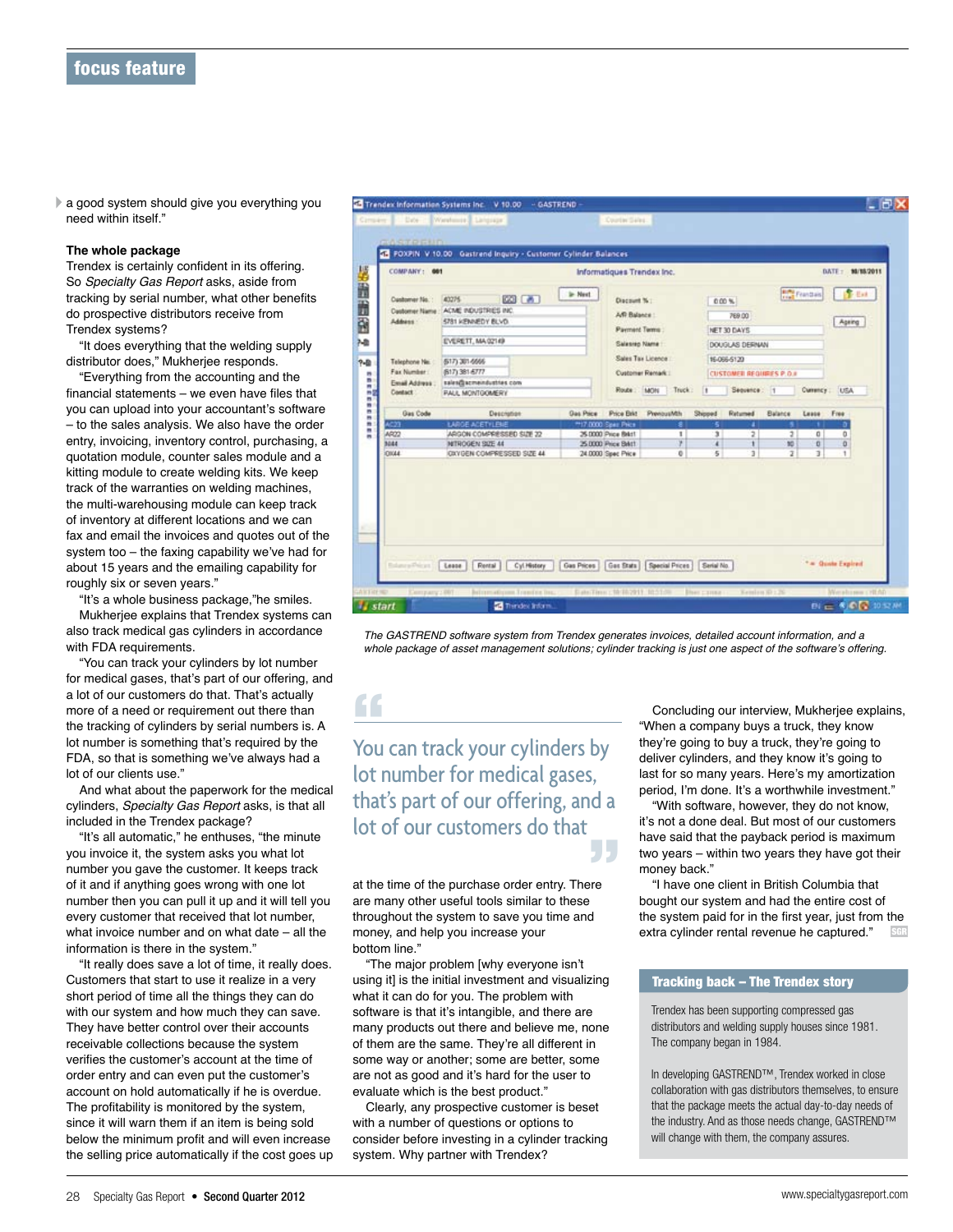a good system should give you everything you need within itself."

**The whole package**

Trendex is certainly confident in its offering. So *Specialty Gas Report* asks, aside from tracking by serial number, what other benefits do prospective distributors receive from Trendex systems?

"It does everything that the welding supply distributor does," Mukherjee responds.

"Everything from the accounting and the financial statements – we even have files that you can upload into your accountant's software – to the sales analysis. We also have the order entry, invoicing, inventory control, purchasing, a quotation module, counter sales module and a kitting module to create welding kits. We keep track of the warranties on welding machines, the multi-warehousing module can keep track of inventory at different locations and we can fax and email the invoices and quotes out of the system too – the faxing capability we've had for about 15 years and the emailing capability for roughly six or seven years."

"It's a whole business package,"he smiles.

Mukherjee explains that Trendex systems can also track medical gas cylinders in accordance with FDA requirements.

"You can track your cylinders by lot number for medical gases, that's part of our offering, and a lot of our customers do that. That's actually more of a need or requirement out there than the tracking of cylinders by serial numbers is. A lot number is something that's required by the FDA, so that is something we've always had a lot of our clients use."

And what about the paperwork for the medical cylinders, *Specialty Gas Report* asks, is that all included in the Trendex package?

"It's all automatic," he enthuses, "the minute you invoice it, the system asks you what lot number you gave the customer. It keeps track of it and if anything goes wrong with one lot number then you can pull it up and it will tell you every customer that received that lot number, what invoice number and on what date – all the information is there in the system."

"It really does save a lot of time, it really does. Customers that start to use it realize in a very short period of time all the things they can do with our system and how much they can save. They have better control over their accounts receivable collections because the system verifies the customer's account at the time of order entry and can even put the customer's account on hold automatically if he is overdue. The profitability is monitored by the system, since it will warn them if an item is being sold below the minimum profit and will even increase the selling price automatically if the cost goes up at the time of the purchase order entry. There are many other useful tools similar to these throughout the system to save you time and money, and help you increase your bottom line."

"The major problem [why everyone isn't using it] is the initial investment and visualizing what it can do for you. The problem with software is that it's intangible, and there are many products out there and believe me, none of them are the same. They're all different in some way or another; some are better, some are not as good and it's hard for the user to evaluate which is the best product."

Clearly, any prospective customer is beset with a number of questions or options to consider before investing in a cylinder tracking system. Why partner with Trendex?

*The GASTREND software system from Trendex generates invoices, detailed account information, and a whole package of asset management solutions; cylinder tracking is just one aspect of the software's offering.*

> You can track your cylinders by lot number for medical gases, that's part of our offering, and a lot of our customers do that

Concluding our interview, Mukherjee explains, "When a company buys a truck, they know they're going to buy a truck, they're going to deliver cylinders, and they know it's going to last for so many years. Here's my amortization period, I'm done. It's a worthwhile investment."

"With software, however, they do not know, it's not a done deal. But most of our customers have said that the payback period is maximum two years – within two years they have got their money back."

"I have one client in British Columbia that bought our system and had the entire cost of the system paid for in the first year, just from the extra cylinder rental revenue he captured." SGR

## Tracking back – The Trendex story

Trendex has been supporting compressed gas distributors and welding supply houses since 1981. The company began in 1984.

In developing GASTREND™, Trendex worked in close collaboration with gas distributors themselves, to ensure that the package meets the actual day-to-day needs of the industry. And as those needs change, GASTREND™ will change with them, the company assures.